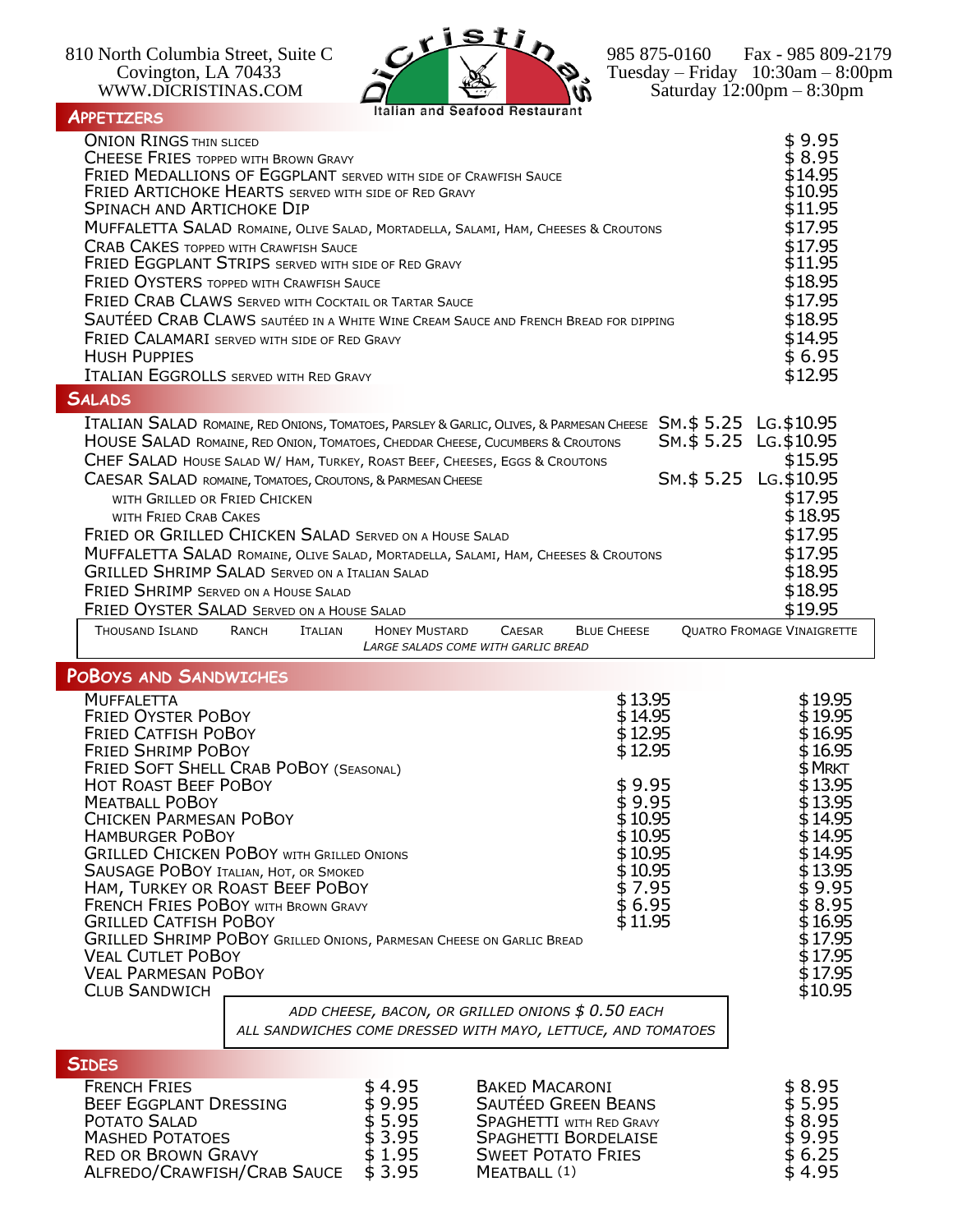810 North Columbia Street, Suite C
Covington, LA 70433
WWW.DICRISTINAS.COM

# DiCristina's
Italian and Seafood Restaurant

985 875-0160 Fax - 985 809-2179
Tuesday – Friday 10:30am – 8:00pm
Saturday 12:00pm – 8:30pm

## Appetizers

| Item | Price |
|---|---|
| Onion Rings thin sliced | $ 9.95 |
| Cheese Fries topped with Brown Gravy | $ 8.95 |
| Fried Medallions of Eggplant served with side of Crawfish Sauce | $14.95 |
| Fried Artichoke Hearts served with side of Red Gravy | $10.95 |
| Spinach and Artichoke Dip | $11.95 |
| Muffaletta Salad Romaine, Olive Salad, Mortadella, Salami, Ham, Cheeses & Croutons | $17.95 |
| Crab Cakes topped with Crawfish Sauce | $17.95 |
| Fried Eggplant Strips served with side of Red Gravy | $11.95 |
| Fried Oysters topped with Crawfish Sauce | $18.95 |
| Fried Crab Claws Served with Cocktail or Tartar Sauce | $17.95 |
| Sautéed Crab Claws sautéed in a White Wine Cream Sauce and French Bread for dipping | $18.95 |
| Fried Calamari served with side of Red Gravy | $14.95 |
| Hush Puppies | $ 6.95 |
| Italian Eggrolls served with Red Gravy | $12.95 |

## Salads

| Item | Small | Large |
|---|---|---|
| Italian Salad Romaine, Red Onions, Tomatoes, Parsley & Garlic, Olives, & Parmesan Cheese | Sm. $ 5.25 | Lg. $10.95 |
| House Salad Romaine, Red Onion, Tomatoes, Cheddar Cheese, Cucumbers & Croutons | Sm. $ 5.25 | Lg. $10.95 |
| Chef Salad House Salad w/ Ham, Turkey, Roast Beef, Cheeses, Eggs & Croutons | | $15.95 |
| Caesar Salad romaine, Tomatoes, Croutons, & Parmesan Cheese | Sm. $ 5.25 | Lg. $10.95 |
| with Grilled or Fried Chicken | | $17.95 |
| with Fried Crab Cakes | | $18.95 |
| Fried or Grilled Chicken Salad Served on a House Salad | | $17.95 |
| Muffaletta Salad Romaine, Olive Salad, Mortadella, Salami, Ham, Cheeses & Croutons | | $17.95 |
| Grilled Shrimp Salad Served on a Italian Salad | | $18.95 |
| Fried Shrimp Served on a House Salad | | $18.95 |
| Fried Oyster Salad Served on a House Salad | | $19.95 |

Thousand Island · Ranch · Italian · Honey Mustard · Caesar · Blue Cheese · Quatro Fromage Vinaigrette

*Large salads come with garlic bread*

## PoBoys and Sandwiches

| Item | Small | Large |
|---|---|---|
| Muffaletta | $13.95 | $19.95 |
| Fried Oyster PoBoy | $14.95 | $19.95 |
| Fried Catfish PoBoy | $12.95 | $16.95 |
| Fried Shrimp PoBoy | $12.95 | $16.95 |
| Fried Soft Shell Crab PoBoy (Seasonal) | | $ Mrkt |
| Hot Roast Beef PoBoy | $ 9.95 | $13.95 |
| Meatball PoBoy | $ 9.95 | $13.95 |
| Chicken Parmesan PoBoy | $10.95 | $14.95 |
| Hamburger PoBoy | $10.95 | $14.95 |
| Grilled Chicken PoBoy with Grilled Onions | $10.95 | $14.95 |
| Sausage PoBoy Italian, Hot, or Smoked | $10.95 | $13.95 |
| Ham, Turkey or Roast Beef PoBoy | $ 7.95 | $ 9.95 |
| French Fries PoBoy with Brown Gravy | $ 6.95 | $ 8.95 |
| Grilled Catfish PoBoy | $11.95 | $16.95 |
| Grilled Shrimp PoBoy Grilled Onions, Parmesan Cheese on Garlic Bread | | $17.95 |
| Veal Cutlet PoBoy | | $17.95 |
| Veal Parmesan PoBoy | | $17.95 |
| Club Sandwich | | $10.95 |

*Add cheese, bacon, or grilled onions $0.50 each*
*All sandwiches come dressed with mayo, lettuce, and tomatoes*

## Sides

| Item | Price | Item | Price |
|---|---|---|---|
| French Fries | $ 4.95 | Baked Macaroni | $ 8.95 |
| Beef Eggplant Dressing | $ 9.95 | Sautéed Green Beans | $ 5.95 |
| Potato Salad | $ 5.95 | Spaghetti with Red Gravy | $ 8.95 |
| Mashed Potatoes | $ 3.95 | Spaghetti Bordelaise | $ 9.95 |
| Red or Brown Gravy | $ 1.95 | Sweet Potato Fries | $ 6.25 |
| Alfredo/Crawfish/Crab Sauce | $ 3.95 | Meatball (1) | $ 4.95 |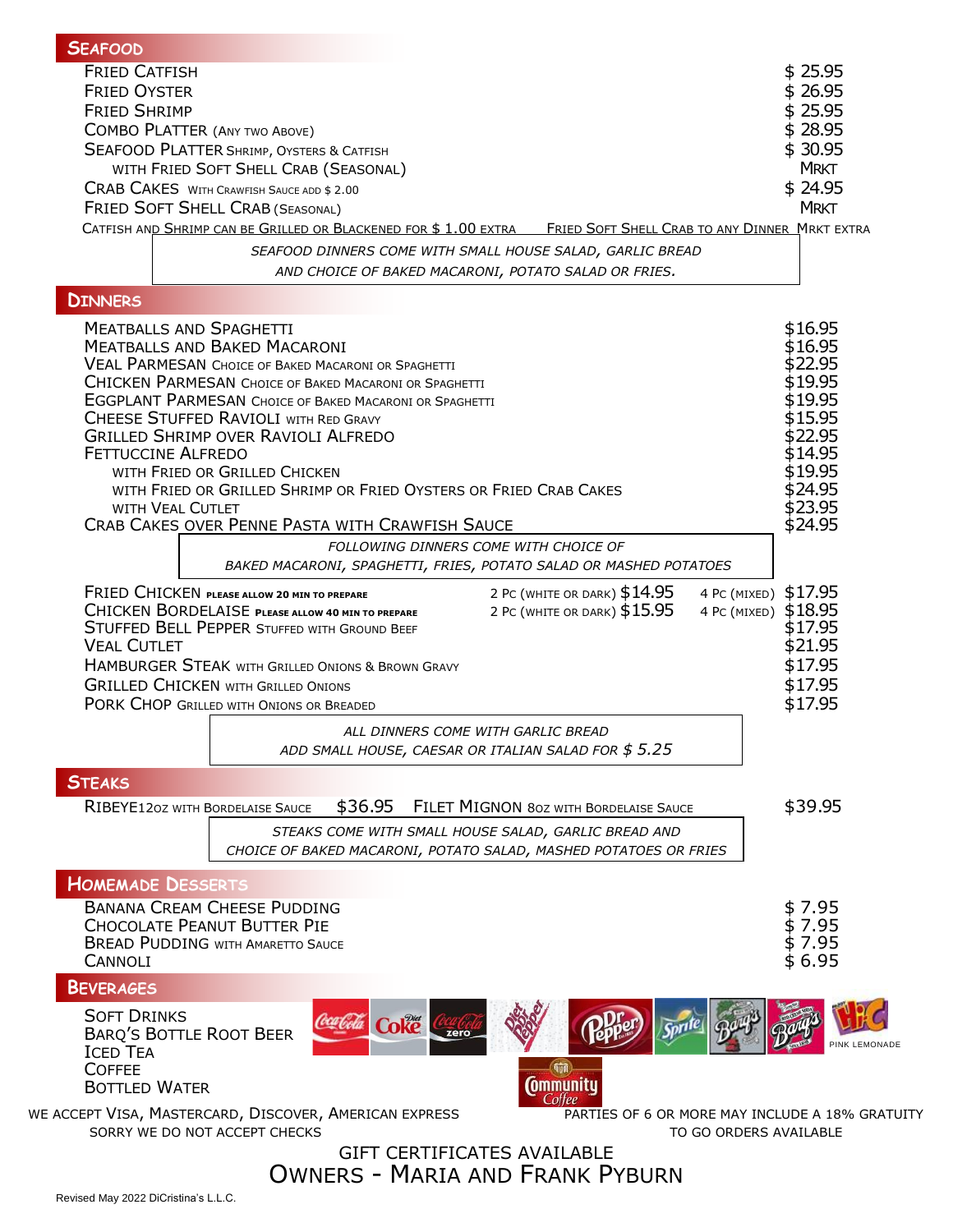## Seafood

| | |
|---|---|
| Fried Catfish | $ 25.95 |
| Fried Oyster | $ 26.95 |
| Fried Shrimp | $ 25.95 |
| Combo Platter (Any two above) | $ 28.95 |
| Seafood Platter Shrimp, Oysters & Catfish | $ 30.95 |
| with Fried Soft Shell Crab (Seasonal) | Mrkt |
| Crab Cakes With Crawfish Sauce add $ 2.00 | $ 24.95 |
| Fried Soft Shell Crab (Seasonal) | Mrkt |

Catfish and Shrimp can be Grilled or Blackened for $ 1.00 extra    Fried Soft Shell Crab to any Dinner Mrkt extra

*Seafood dinners come with small house salad, garlic bread and choice of baked macaroni, potato salad or fries.*

## Dinners

| | |
|---|---|
| Meatballs and Spaghetti | $16.95 |
| Meatballs and Baked Macaroni | $16.95 |
| Veal Parmesan Choice of Baked Macaroni or Spaghetti | $22.95 |
| Chicken Parmesan Choice of Baked Macaroni or Spaghetti | $19.95 |
| Eggplant Parmesan Choice of Baked Macaroni or Spaghetti | $19.95 |
| Cheese Stuffed Ravioli with Red Gravy | $15.95 |
| Grilled Shrimp over Ravioli Alfredo | $22.95 |
| Fettuccine Alfredo | $14.95 |
| with Fried or Grilled Chicken | $19.95 |
| with Fried or Grilled Shrimp or Fried Oysters or Fried Crab Cakes | $24.95 |
| with Veal Cutlet | $23.95 |
| Crab Cakes over Penne Pasta with Crawfish Sauce | $24.95 |

*Following dinners come with choice of baked macaroni, spaghetti, fries, potato salad or mashed potatoes*

| | | |
|---|---|---|
| Fried Chicken please allow 20 min to prepare | 2 Pc (white or dark) $14.95 | 4 Pc (mixed) $17.95 |
| Chicken Bordelaise please allow 40 min to prepare | 2 Pc (white or dark) $15.95 | 4 Pc (mixed) $18.95 |
| Stuffed Bell Pepper stuffed with Ground Beef | | $17.95 |
| Veal Cutlet | | $21.95 |
| Hamburger Steak with Grilled Onions & Brown Gravy | | $17.95 |
| Grilled Chicken with Grilled Onions | | $17.95 |
| Pork Chop Grilled with Onions or Breaded | | $17.95 |

*All dinners come with garlic bread*
*Add small house, Caesar or Italian salad for $ 5.25*

## Steaks

Ribeye 12oz with Bordelaise Sauce $36.95    Filet Mignon 8oz with Bordelaise Sauce $39.95

*Steaks come with small house salad, garlic bread and choice of baked macaroni, potato salad, mashed potatoes or fries*

## Homemade Desserts

| | |
|---|---|
| Banana Cream Cheese Pudding | $ 7.95 |
| Chocolate Peanut Butter Pie | $ 7.95 |
| Bread Pudding with Amaretto Sauce | $ 7.95 |
| Cannoli | $ 6.95 |

## Beverages

- Soft Drinks
- Barq's Bottle Root Beer
- Iced Tea
- Coffee
- Bottled Water

Pink Lemonade

We accept Visa, Mastercard, Discover, American Express
Sorry we do not accept checks

Parties of 6 or more may include a 18% gratuity
To go orders available

Gift Certificates Available

Owners - Maria and Frank Pyburn

Revised May 2022 DiCristina's L.L.C.